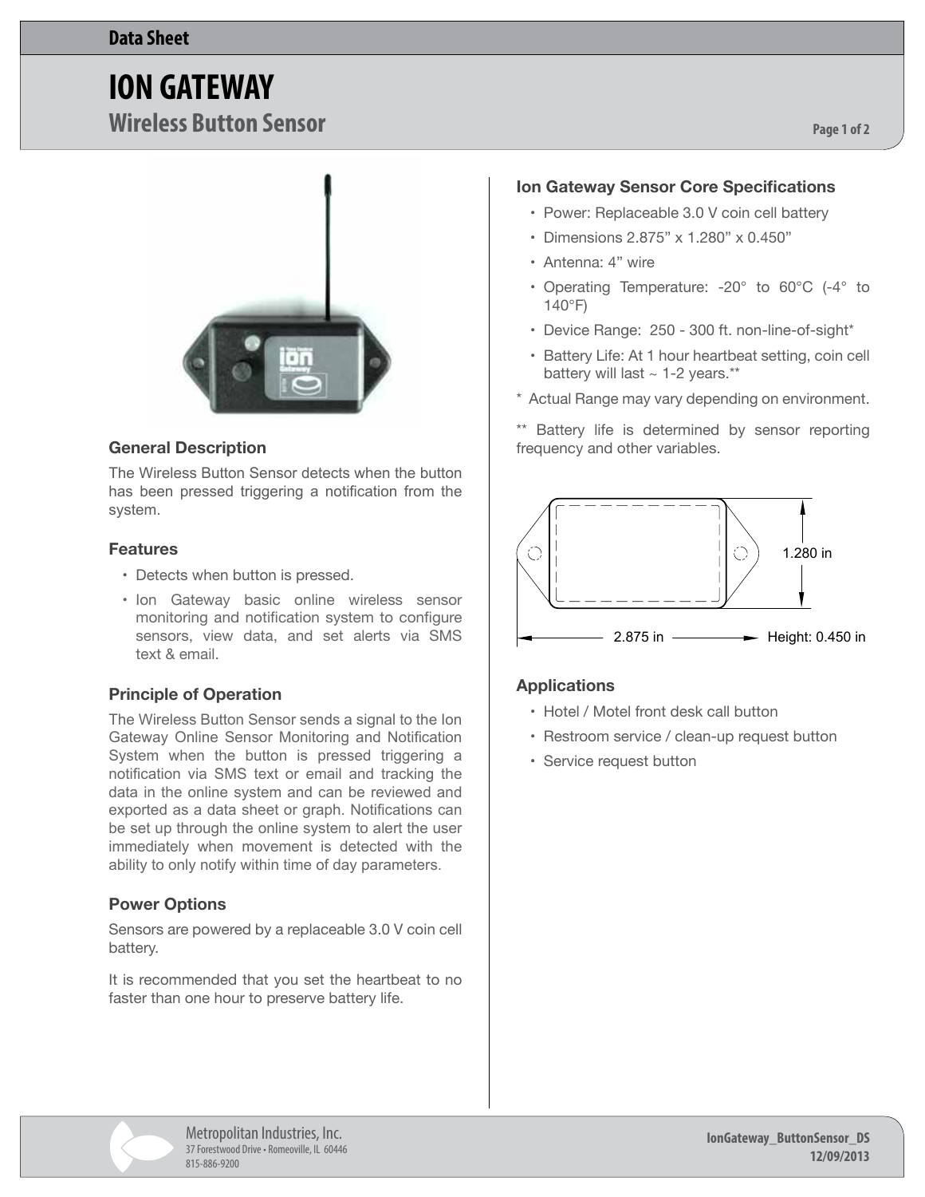Data Sheet

# ION GATEWAY

## Wireless Button Sensor

### General Description

The Wireless Button Sensor detects when the button has been pressed triggering a notification from the system.

### Features

- Detects when button is pressed.
- Ion Gateway basic online wireless sensor monitoring and notification system to configure sensors, view data, and set alerts via SMS text & email.

### Principle of Operation

The Wireless Button Sensor sends a signal to the Ion Gateway Online Sensor Monitoring and Notification System when the button is pressed triggering a notification via SMS text or email and tracking the data in the online system and can be reviewed and exported as a data sheet or graph. Notifications can be set up through the online system to alert the user immediately when movement is detected with the ability to only notify within time of day parameters.

### Power Options

Sensors are powered by a replaceable 3.0 V coin cell battery.

It is recommended that you set the heartbeat to no faster than one hour to preserve battery life.

### Ion Gateway Sensor Core Specifications

- Power: Replaceable 3.0 V coin cell battery
- Dimensions 2.875" x 1.280" x 0.450"
- Antenna: 4" wire
- Operating Temperature: -20° to 60°C (-4° to 140°F)
- Device Range: 250 - 300 ft. non-line-of-sight*
- Battery Life: At 1 hour heartbeat setting, coin cell battery will last ~ 1-2 years.**

* Actual Range may vary depending on environment.

** Battery life is determined by sensor reporting frequency and other variables.

1.280 in

2.875 in

Height: 0.450 in

### Applications

- Hotel / Motel front desk call button
- Restroom service / clean-up request button
- Service request button

Metropolitan Industries, Inc.
37 Forestwood Drive • Romeoville, IL 60446
815-886-9200

IonGateway_ButtonSensor_DS
12/09/2013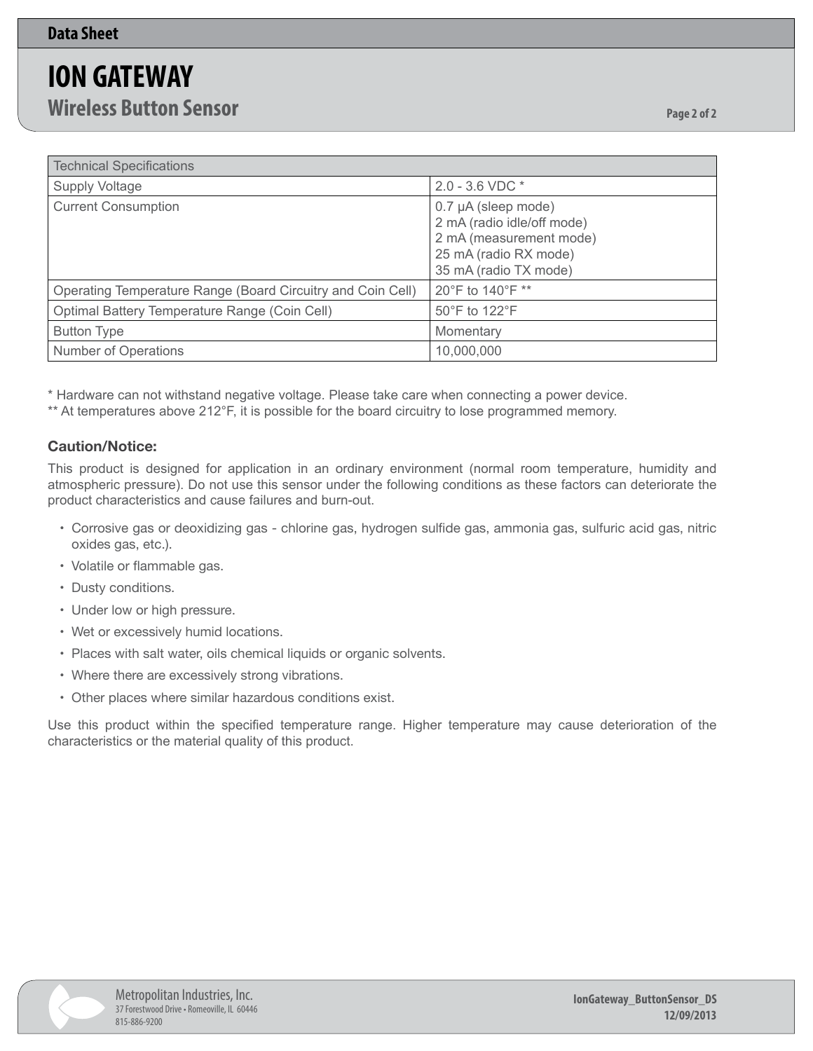| Technical Specifications | |
|---|---|
| Supply Voltage | 2.0 - 3.6 VDC * |
| Current Consumption | 0.7 µA (sleep mode)<br>2 mA (radio idle/off mode)<br>2 mA (measurement mode)<br>25 mA (radio RX mode)<br>35 mA (radio TX mode) |
| Operating Temperature Range (Board Circuitry and Coin Cell) | 20°F to 140°F ** |
| Optimal Battery Temperature Range (Coin Cell) | 50°F to 122°F |
| Button Type | Momentary |
| Number of Operations | 10,000,000 |

* Hardware can not withstand negative voltage. Please take care when connecting a power device.
** At temperatures above 212°F, it is possible for the board circuitry to lose programmed memory.

### Caution/Notice:

This product is designed for application in an ordinary environment (normal room temperature, humidity and atmospheric pressure). Do not use this sensor under the following conditions as these factors can deteriorate the product characteristics and cause failures and burn-out.

- Corrosive gas or deoxidizing gas - chlorine gas, hydrogen sulfide gas, ammonia gas, sulfuric acid gas, nitric oxides gas, etc.).
- Volatile or flammable gas.
- Dusty conditions.
- Under low or high pressure.
- Wet or excessively humid locations.
- Places with salt water, oils chemical liquids or organic solvents.
- Where there are excessively strong vibrations.
- Other places where similar hazardous conditions exist.

Use this product within the specified temperature range. Higher temperature may cause deterioration of the characteristics or the material quality of this product.